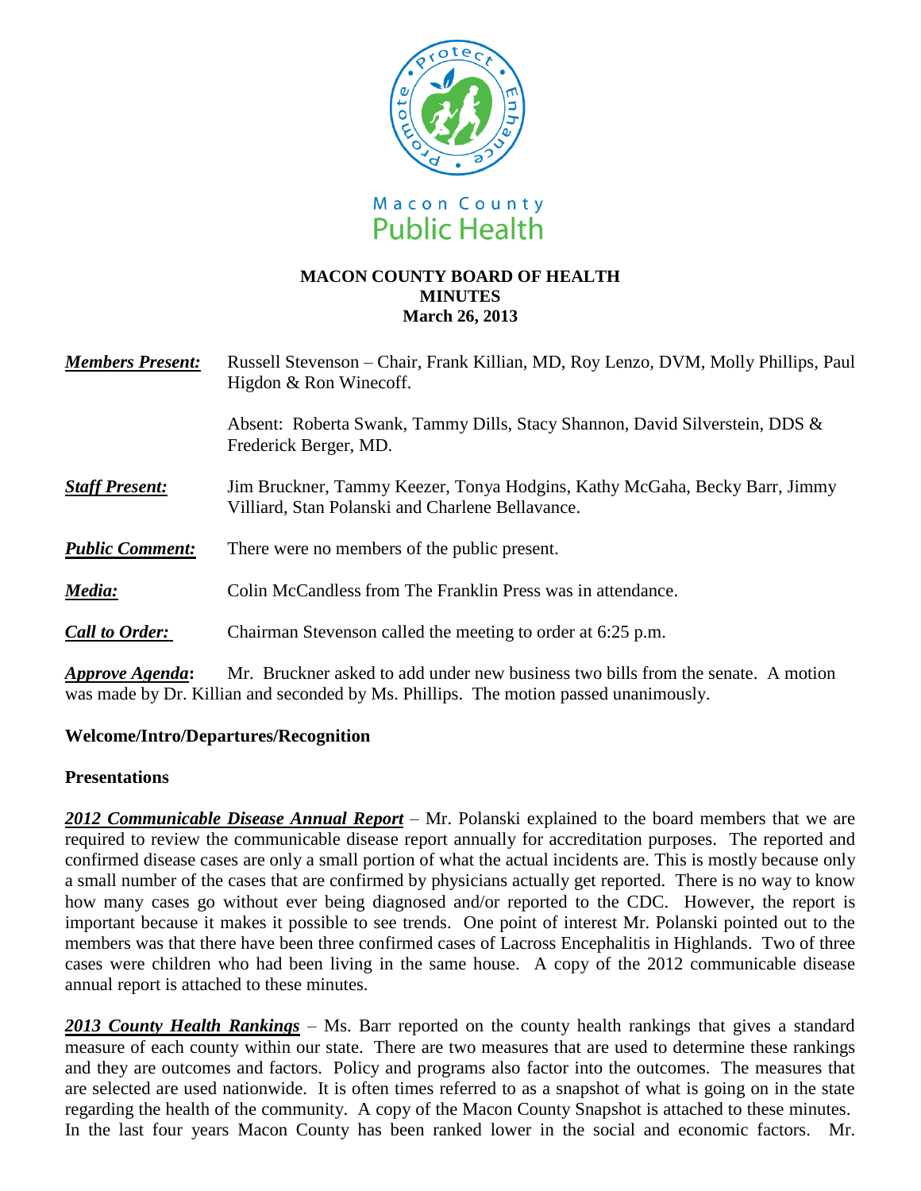Macon County Public Health

**MACON COUNTY BOARD OF HEALTH**
**MINUTES**
**March 26, 2013**

***Members Present:*** Russell Stevenson – Chair, Frank Killian, MD, Roy Lenzo, DVM, Molly Phillips, Paul Higdon & Ron Winecoff.

Absent: Roberta Swank, Tammy Dills, Stacy Shannon, David Silverstein, DDS & Frederick Berger, MD.

***Staff Present:*** Jim Bruckner, Tammy Keezer, Tonya Hodgins, Kathy McGaha, Becky Barr, Jimmy Villiard, Stan Polanski and Charlene Bellavance.

***Public Comment:*** There were no members of the public present.

***Media:*** Colin McCandless from The Franklin Press was in attendance.

***Call to Order:*** Chairman Stevenson called the meeting to order at 6:25 p.m.

***Approve Agenda*:** Mr. Bruckner asked to add under new business two bills from the senate. A motion was made by Dr. Killian and seconded by Ms. Phillips. The motion passed unanimously.

**Welcome/Intro/Departures/Recognition**

**Presentations**

***2012 Communicable Disease Annual Report*** – Mr. Polanski explained to the board members that we are required to review the communicable disease report annually for accreditation purposes. The reported and confirmed disease cases are only a small portion of what the actual incidents are. This is mostly because only a small number of the cases that are confirmed by physicians actually get reported. There is no way to know how many cases go without ever being diagnosed and/or reported to the CDC. However, the report is important because it makes it possible to see trends. One point of interest Mr. Polanski pointed out to the members was that there have been three confirmed cases of Lacross Encephalitis in Highlands. Two of three cases were children who had been living in the same house. A copy of the 2012 communicable disease annual report is attached to these minutes.

***2013 County Health Rankings*** – Ms. Barr reported on the county health rankings that gives a standard measure of each county within our state. There are two measures that are used to determine these rankings and they are outcomes and factors. Policy and programs also factor into the outcomes. The measures that are selected are used nationwide. It is often times referred to as a snapshot of what is going on in the state regarding the health of the community. A copy of the Macon County Snapshot is attached to these minutes. In the last four years Macon County has been ranked lower in the social and economic factors. Mr.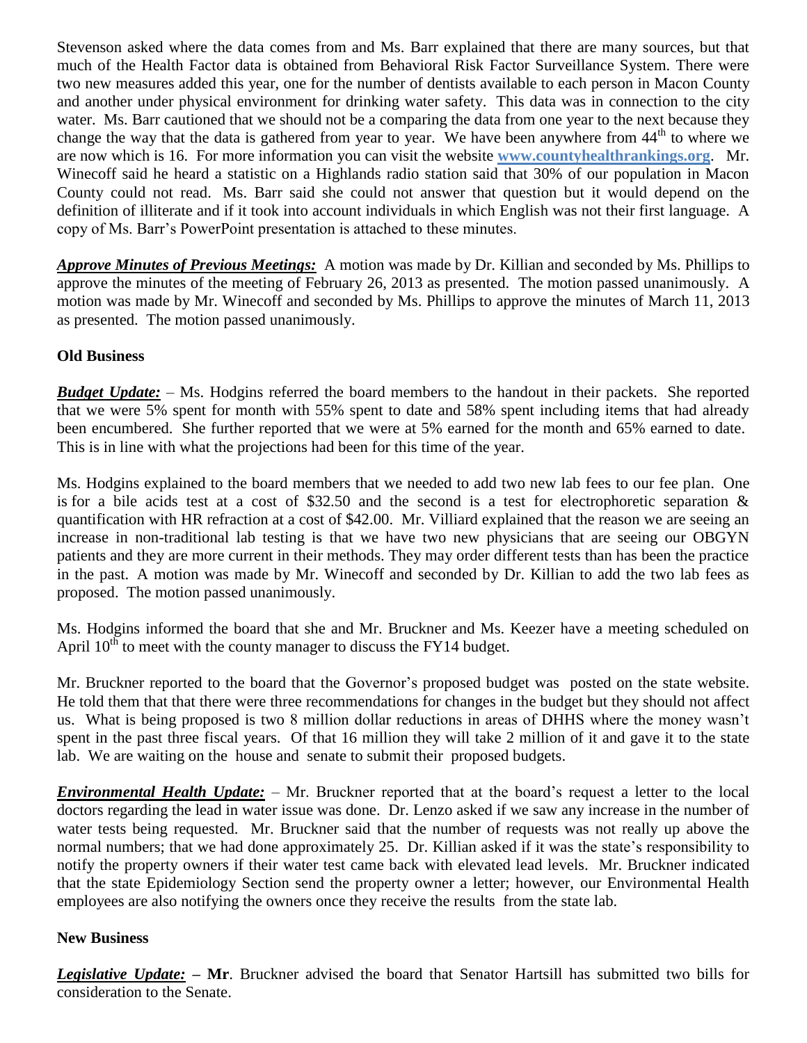Stevenson asked where the data comes from and Ms. Barr explained that there are many sources, but that much of the Health Factor data is obtained from Behavioral Risk Factor Surveillance System. There were two new measures added this year, one for the number of dentists available to each person in Macon County and another under physical environment for drinking water safety. This data was in connection to the city water. Ms. Barr cautioned that we should not be a comparing the data from one year to the next because they change the way that the data is gathered from year to year. We have been anywhere from 44th to where we are now which is 16. For more information you can visit the website **www.countyhealthrankings.org**. Mr. Winecoff said he heard a statistic on a Highlands radio station said that 30% of our population in Macon County could not read. Ms. Barr said she could not answer that question but it would depend on the definition of illiterate and if it took into account individuals in which English was not their first language. A copy of Ms. Barr's PowerPoint presentation is attached to these minutes.

***Approve Minutes of Previous Meetings:*** A motion was made by Dr. Killian and seconded by Ms. Phillips to approve the minutes of the meeting of February 26, 2013 as presented. The motion passed unanimously. A motion was made by Mr. Winecoff and seconded by Ms. Phillips to approve the minutes of March 11, 2013 as presented. The motion passed unanimously.

**Old Business**

***Budget Update:*** – Ms. Hodgins referred the board members to the handout in their packets. She reported that we were 5% spent for month with 55% spent to date and 58% spent including items that had already been encumbered. She further reported that we were at 5% earned for the month and 65% earned to date. This is in line with what the projections had been for this time of the year.

Ms. Hodgins explained to the board members that we needed to add two new lab fees to our fee plan. One is for a bile acids test at a cost of $32.50 and the second is a test for electrophoretic separation & quantification with HR refraction at a cost of $42.00. Mr. Villiard explained that the reason we are seeing an increase in non-traditional lab testing is that we have two new physicians that are seeing our OBGYN patients and they are more current in their methods. They may order different tests than has been the practice in the past. A motion was made by Mr. Winecoff and seconded by Dr. Killian to add the two lab fees as proposed. The motion passed unanimously.

Ms. Hodgins informed the board that she and Mr. Bruckner and Ms. Keezer have a meeting scheduled on April 10th to meet with the county manager to discuss the FY14 budget.

Mr. Bruckner reported to the board that the Governor's proposed budget was posted on the state website. He told them that that there were three recommendations for changes in the budget but they should not affect us. What is being proposed is two 8 million dollar reductions in areas of DHHS where the money wasn't spent in the past three fiscal years. Of that 16 million they will take 2 million of it and gave it to the state lab. We are waiting on the house and senate to submit their proposed budgets.

***Environmental Health Update:*** – Mr. Bruckner reported that at the board's request a letter to the local doctors regarding the lead in water issue was done. Dr. Lenzo asked if we saw any increase in the number of water tests being requested. Mr. Bruckner said that the number of requests was not really up above the normal numbers; that we had done approximately 25. Dr. Killian asked if it was the state's responsibility to notify the property owners if their water test came back with elevated lead levels. Mr. Bruckner indicated that the state Epidemiology Section send the property owner a letter; however, our Environmental Health employees are also notifying the owners once they receive the results from the state lab.

**New Business**

***Legislative Update:*** – **Mr**. Bruckner advised the board that Senator Hartsill has submitted two bills for consideration to the Senate.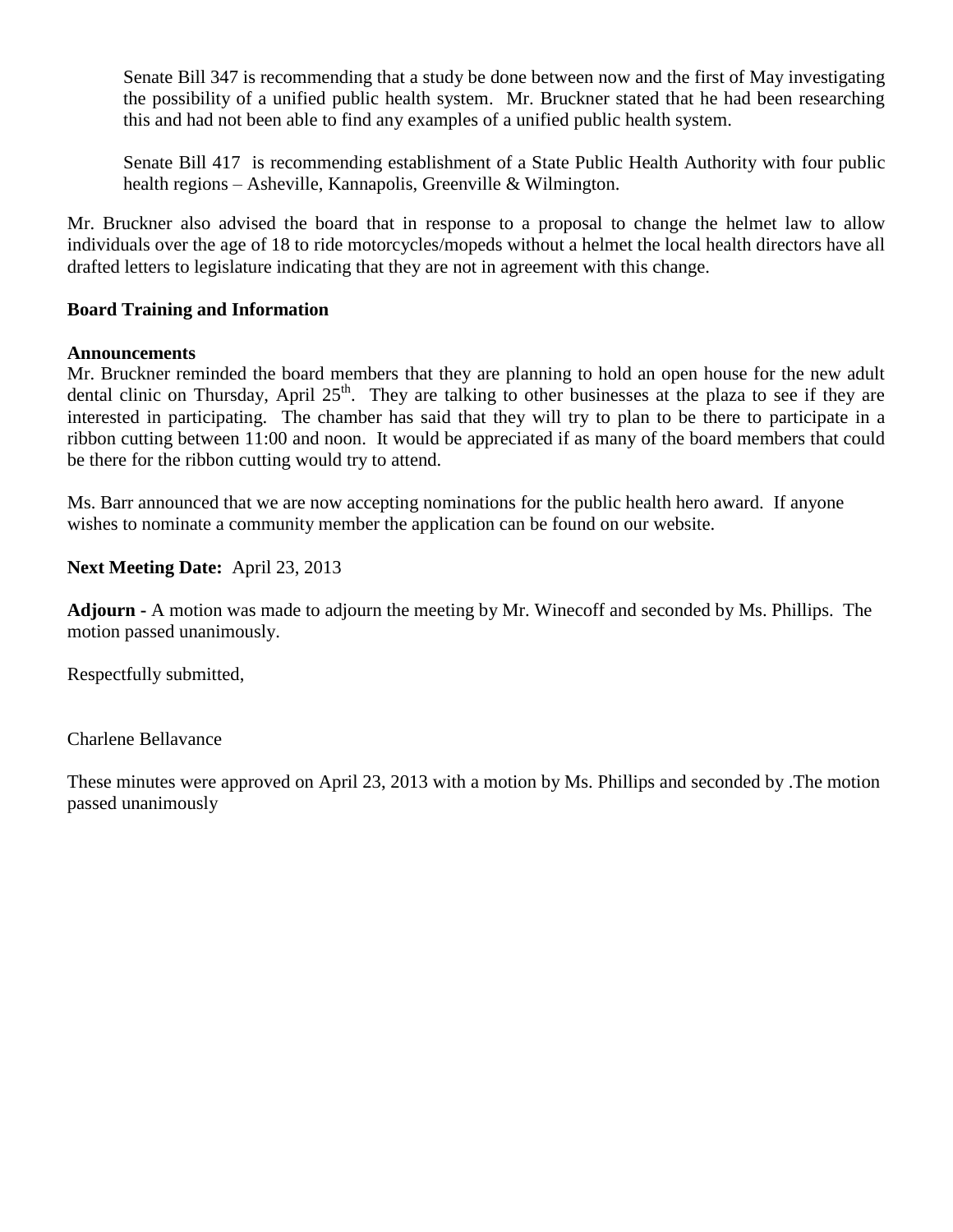Senate Bill 347 is recommending that a study be done between now and the first of May investigating the possibility of a unified public health system. Mr. Bruckner stated that he had been researching this and had not been able to find any examples of a unified public health system.

Senate Bill 417 is recommending establishment of a State Public Health Authority with four public health regions – Asheville, Kannapolis, Greenville & Wilmington.

Mr. Bruckner also advised the board that in response to a proposal to change the helmet law to allow individuals over the age of 18 to ride motorcycles/mopeds without a helmet the local health directors have all drafted letters to legislature indicating that they are not in agreement with this change.

**Board Training and Information**

**Announcements**

Mr. Bruckner reminded the board members that they are planning to hold an open house for the new adult dental clinic on Thursday, April 25th. They are talking to other businesses at the plaza to see if they are interested in participating. The chamber has said that they will try to plan to be there to participate in a ribbon cutting between 11:00 and noon. It would be appreciated if as many of the board members that could be there for the ribbon cutting would try to attend.

Ms. Barr announced that we are now accepting nominations for the public health hero award. If anyone wishes to nominate a community member the application can be found on our website.

**Next Meeting Date:** April 23, 2013

**Adjourn -** A motion was made to adjourn the meeting by Mr. Winecoff and seconded by Ms. Phillips. The motion passed unanimously.

Respectfully submitted,

Charlene Bellavance

These minutes were approved on April 23, 2013 with a motion by Ms. Phillips and seconded by .The motion passed unanimously